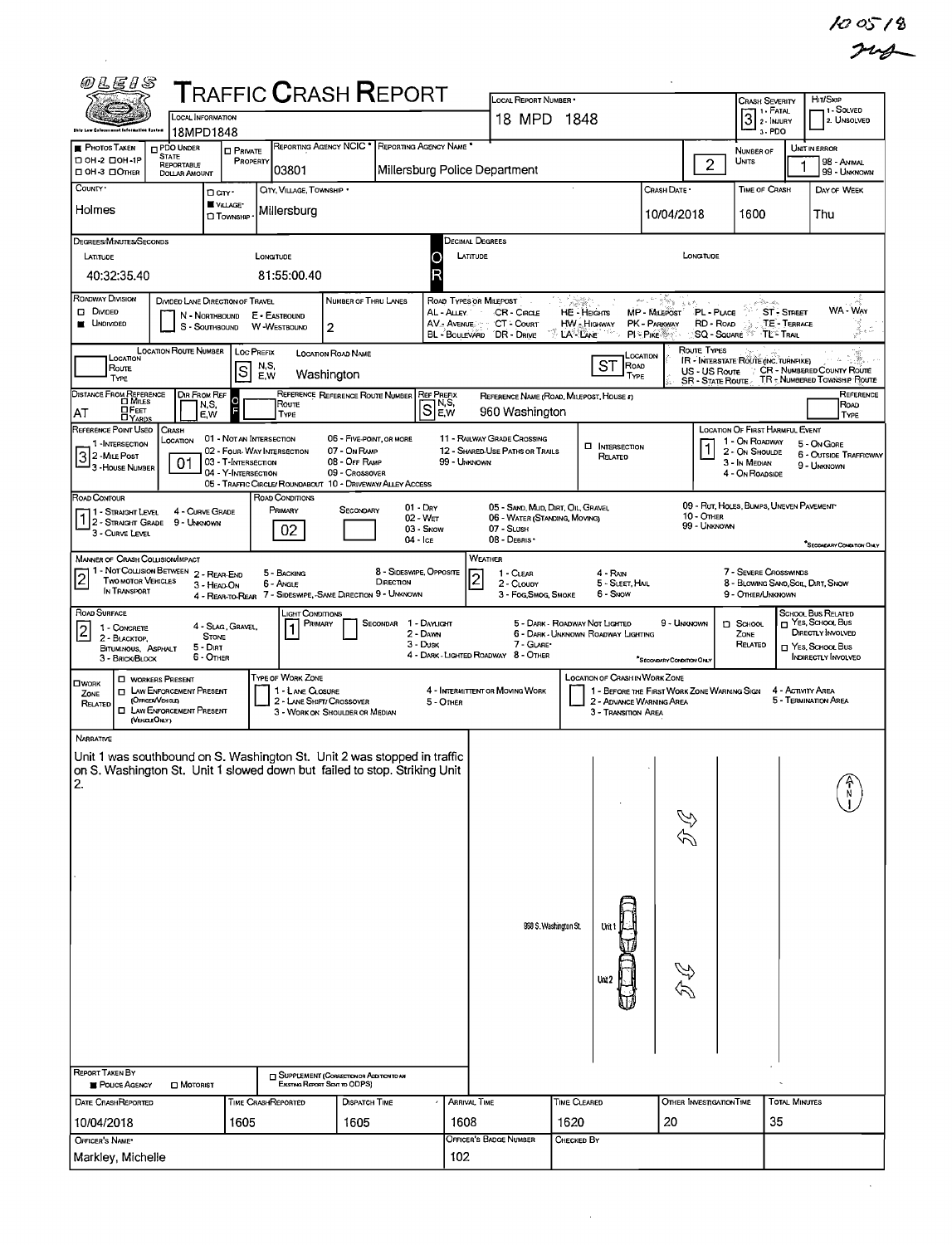10 05 18

# TRAFFIC CRASH REPORT

OLEIS — Ohio Law Enforcement Information System

| Field | Value |
|---|---|
| Local Information | 18MPD1848 |
| Local Report Number | 18 MPD 1848 |
| Crash Severity | 3 (1 - Fatal, 2 - Injury, 3 - PDO) |
| Hit/Skip | (1 - Solved, 2 - Unsolved) |
| Reporting Agency NCIC | 03801 |
| Reporting Agency Name | Millersburg Police Department |
| Number of Units | 2 |
| Unit in Error | 1 (98 - Animal, 99 - Unknown) |
| County | Holmes |
| City, Village, Township | Village: Millersburg |
| Crash Date | 10/04/2018 |
| Time of Crash | 1600 |
| Day of Week | Thu |

## Degrees/Minutes/Seconds

| Latitude | Longitude |
|---|---|
| 40:32:35.40 | 81:55:00.40 |

## Roadway

| Field | Value |
|---|---|
| Roadway Division | Undivided |
| Number of Thru Lanes | 2 |
| Location Route Prefix | S |
| Location Road Name | Washington |
| Location Road Type | ST |
| Distance From Reference | AT |
| Reference Prefix | S |
| Reference Name (Road, Milepost, House #) | 960 Washington |
| Reference Point Used | 3 - House Number |
| Crash Location | 01 - Not an Intersection |
| Location of First Harmful Event | 1 - On Roadway |
| Road Contour | 1 - Straight Level |
| Road Conditions (Primary) | 02 - Wet |
| Manner of Crash Collision/Impact | 2 - Rear-End |
| Weather | 2 - Cloudy |
| Road Surface | 2 - Blacktop, Bituminous, Asphalt |
| Light Conditions (Primary) | 1 - Daylight |

## Narrative

Unit 1 was southbound on S. Washington St. Unit 2 was stopped in traffic on S. Washington St. Unit 1 slowed down but failed to stop. Striking Unit 2.

Diagram labels: 960 S. Washington St. — Unit 1 — Unit 2 — N

| Field | Value |
|---|---|
| Report Taken By | Police Agency |
| Date Crash Reported | 10/04/2018 |
| Time Crash Reported | 1605 |
| Dispatch Time | 1605 |
| Arrival Time | 1608 |
| Time Cleared | 1620 |
| Other Investigation Time | 20 |
| Total Minutes | 35 |
| Officer's Name | Markley, Michelle |
| Officer's Badge Number | 102 |
| Checked By | |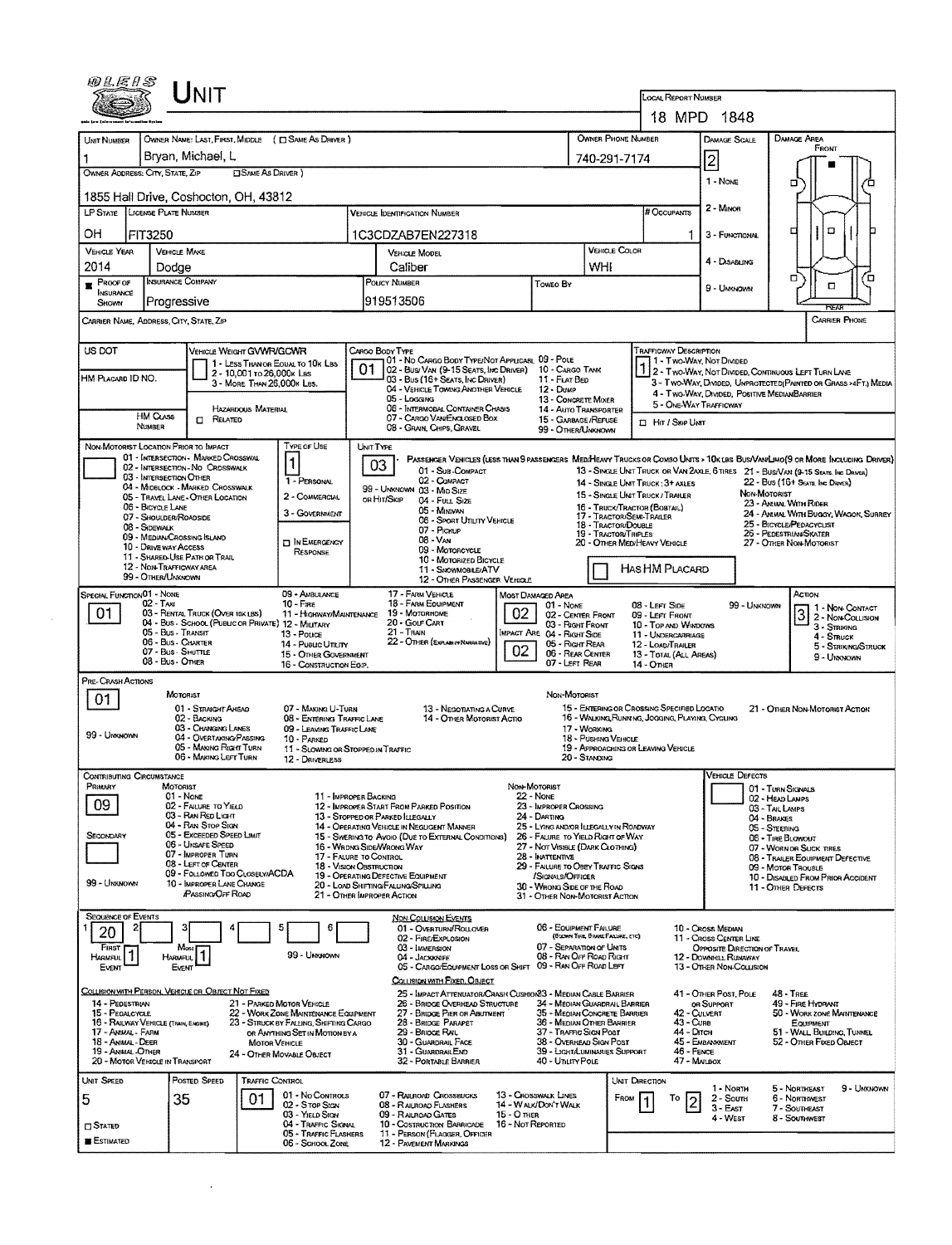# UNIT

**Local Report Number:** 18 MPD 1848

| Unit Number | Owner Name: Last, First, Middle ( ☐ Same as Driver ) | Owner Phone Number | Damage Scale | Damage Area |
|---|---|---|---|---|
| 1 | Bryan, Michael, L | 740-291-7174 | 2 | Front |

**Owner Address: City, State, Zip** ( ☐ Same as Driver ): 1855 Hall Drive, Coshocton, OH, 43812

Damage Scale: 1 - None, 2 - Minor, 3 - Functional, 4 - Disabling, 9 - Unknown

| LP State | License Plate Number | Vehicle Identification Number | # Occupants |
|---|---|---|---|
| OH | FIT3250 | 1C3CDZAB7EN227318 | 1 |

| Vehicle Year | Vehicle Make | Vehicle Model | Vehicle Color |
|---|---|---|---|
| 2014 | Dodge | Caliber | WHI |

| Proof of Insurance Shown | Insurance Company | Policy Number | Towed By |
|---|---|---|---|
| ■ | Progressive | 919513506 | |

**Carrier Name, Address, City, State, Zip:**

**Carrier Phone:**

**US DOT:**

**HM Placard ID No.:**

**HM Class Number:**

**Vehicle Weight GVWR/GCWR:** 1 - Less Than or Equal to 10k Lbs; 2 - 10,001 to 26,000k Lbs; 3 - More Than 26,000k Lbs.

Hazardous Material: ☐ Related

**Cargo Body Type:** 01

01 - No Cargo Body Type/Not Applicable; 02 - Bus/Van (9-15 Seats, Inc Driver); 03 - Bus (16+ Seats, Inc Driver); 04 - Vehicle Towing Another Vehicle; 05 - Logging; 06 - Intermodal Container Chassis; 07 - Cargo Van/Enclosed Box; 08 - Grain, Chips, Gravel; 09 - Pole; 10 - Cargo Tank; 11 - Flat Bed; 12 - Dump; 13 - Concrete Mixer; 14 - Auto Transporter; 15 - Garbage/Refuse; 99 - Other/Unknown

**Trafficway Description:** 1

1 - Two-Way, Not Divided; 2 - Two-Way, Not Divided, Continuous Left Turn Lane; 3 - Two-Way, Divided, Unprotected (Painted or Grass >4Ft.) Media; 4 - Two-Way, Divided, Positive Median Barrier; 5 - One-Way Trafficway

☐ Hit / Skip Unit

**Non-Motorist Location Prior to Impact:**

01 - Intersection - Marked Crosswalk; 02 - Intersection - No Crosswalk; 03 - Intersection Other; 04 - Midblock - Marked Crosswalk; 05 - Travel Lane - Other Location; 06 - Bicycle Lane; 07 - Shoulder/Roadside; 08 - Sidewalk; 09 - Median/Crossing Island; 10 - Drive way Access; 11 - Shared-Use Path or Trail; 12 - Non-Trafficway Area; 99 - Other/Unknown

**Type of Use:** 1

1 - Personal; 2 - Commercial; 3 - Government; ☐ In Emergency Response

**Unit Type:** 03

Passenger Vehicles (less than 9 passengers Med/Heavy Trucks or Combo Units > 10k lbs Bus/Van/Limo (9 or More Including Driver)

01 - Sub-Compact; 02 - Compact; 99 - Unknown 03 - Mid Size or Hit/Skip; 04 - Full Size; 05 - Minivan; 06 - Sport Utility Vehicle; 07 - Pickup; 08 - Van; 09 - Motorcycle; 10 - Motorized Bicycle; 11 - Snowmobile/ATV; 12 - Other Passenger Vehicle

13 - Single Unit Truck or Van 2Axle, 6 Tires; 14 - Single Unit Truck: 3+ Axles; 15 - Single Unit Truck / Trailer; 16 - Truck/Tractor (Bobtail); 17 - Tractor/Semi-Trailer; 18 - Tractor/Double; 19 - Tractor/Triples; 20 - Other Med/Heavy Vehicle

21 - Bus/Van (9-15 Seats, Inc Driver); 22 - Bus (16+ Seats, Inc Driver)

Non-Motorist: 23 - Animal With Rider; 24 - Animal With Buggy, Wagon, Surrey; 25 - Bicycle/Pedacyclist; 26 - Pedestrian/Skater; 27 - Other Non-Motorist

☐ Has HM Placard

**Special Function:** 01

01 - None; 02 - Taxi; 03 - Rental Truck (Over 10k lbs); 04 - Bus - School (Public or Private); 05 - Bus - Transit; 06 - Bus - Charter; 07 - Bus - Shuttle; 08 - Bus - Other; 09 - Ambulance; 10 - Fire; 11 - Highway/Maintenance; 12 - Military; 13 - Police; 14 - Public Utility; 15 - Other Government; 16 - Construction Eqip.; 17 - Farm Vehicle; 18 - Farm Equipment; 19 - Motorhome; 20 - Golf Cart; 21 - Train; 22 - Other (Explain in Narrative)

**Most Damaged Area:** 02

**Impact Area:** 02

01 - None; 02 - Center Front; 03 - Right Front; 04 - Right Side; 05 - Right Rear; 06 - Rear Center; 07 - Left Rear; 08 - Left Side; 09 - Left Front; 10 - Top and Windows; 11 - Undercarriage; 12 - Load/Trailer; 13 - Total (All Areas); 14 - Other; 99 - Unknown

**Action:** 3

1 - Non-Contact; 2 - Non-Collision; 3 - Striking; 4 - Struck; 5 - Striking/Struck; 9 - Unknown

**Pre-Crash Actions:** 01

Motorist: 01 - Straight Ahead; 02 - Backing; 03 - Changing Lanes; 04 - Overtaking/Passing; 05 - Making Right Turn; 06 - Making Left Turn; 07 - Making U-Turn; 08 - Entering Traffic Lane; 09 - Leaving Traffic Lane; 10 - Parked; 11 - Slowing or Stopped in Traffic; 12 - Driverless; 13 - Negotiating a Curve; 14 - Other Motorist Actio

Non-Motorist: 15 - Entering or Crossing Specified Locatio; 16 - Walking, Running, Jogging, Playing, Cycling; 17 - Working; 18 - Pushing Vehicle; 19 - Approaching or Leaving Vehicle; 20 - Standing; 21 - Other Non-Motorist Action

99 - Unknown

**Contributing Circumstance**

Primary: 09

Secondary:

Motorist: 01 - None; 02 - Failure to Yield; 03 - Ran Red Light; 04 - Ran Stop Sign; 05 - Exceeded Speed Limit; 06 - Unsafe Speed; 07 - Improper Turn; 08 - Left of Center; 09 - Followed Too Closely/ACDA; 10 - Improper Lane Change /Passing/Off Road; 11 - Improper Backing; 12 - Improper Start From Parked Position; 13 - Stopped or Parked Illegally; 14 - Operating Vehicle in Negligent Manner; 15 - Swering to Avoid (Due to External Conditions); 16 - Wrong Side/Wrong Way; 17 - Failure to Control; 18 - Vision Obstruction; 19 - Operating Defective Equipment; 20 - Load Shifting/Falling/Spilling; 21 - Other Improper Action

Non-Motorist: 22 - None; 23 - Improper Crossing; 24 - Darting; 25 - Lying and/or Illegally in Roadway; 26 - Failure to Yield Right of Way; 27 - Not Visible (Dark Clothing); 28 - Inattentive; 29 - Failure to Obey Traffic Signs /Signals/Officer; 30 - Wrong Side of the Road; 31 - Other Non-Motorist Action

99 - Unknown

**Vehicle Defects:** 01 - Turn Signals; 02 - Head Lamps; 03 - Tail Lamps; 04 - Brakes; 05 - Steering; 06 - Tire Blowout; 07 - Worn or Slick Tires; 08 - Trailer Equipment Defective; 09 - Motor Trouble; 10 - Disabled From Prior Accident; 11 - Other Defects

**Sequence of Events:** 1: 20; 2: ; 3: ; 4: ; 5: ; 6:

First Harmful Event: 1; Most Harmful Event: 1

99 - Unknown

Non Collision Events: 01 - Overturn/Rollover; 02 - Fire/Explosion; 03 - Immersion; 04 - Jackknife; 05 - Cargo/Equipment Loss or Shift; 06 - Equipment Failure (Blown Tire, Brake Failure, etc); 07 - Separation of Units; 08 - Ran Off Road Right; 09 - Ran Off Road Left; 10 - Cross Median; 11 - Cross Center Line Opposite Direction of Travel; 12 - Downhill Runaway; 13 - Other Non-Collision

Collision with Person, Vehicle or Object Not Fixed: 14 - Pedestrian; 15 - Pedalcycle; 16 - Railway Vehicle (Train, Engine); 17 - Animal - Farm; 18 - Animal - Deer; 19 - Animal - Other; 20 - Motor Vehicle in Transport; 21 - Parked Motor Vehicle; 22 - Work Zone Maintenance Equipment; 23 - Struck by Falling, Shifting Cargo or Anything Set in Motion by a Motor Vehicle; 24 - Other Movable Object

Collision with Fixed, Object: 25 - Impact Attenuator/Crash Cushion; 26 - Bridge Overhead Structure; 27 - Bridge Pier or Abutment; 28 - Bridge Parapet; 29 - Bridge Rail; 30 - Guardrail Face; 31 - Guardrail End; 32 - Portable Barrier; 33 - Median Cable Barrier; 34 - Median Guardrail Barrier; 35 - Median Concrete Barrier; 36 - Median Other Barrier; 37 - Traffic Sign Post; 38 - Overhead Sign Post; 39 - Light/Luminaries Support; 40 - Utility Pole; 41 - Other Post, Pole or Support; 42 - Culvert; 43 - Curb; 44 - Ditch; 45 - Embankment; 46 - Fence; 47 - Mailbox; 48 - Tree; 49 - Fire Hydrant; 50 - Work Zone Maintenance Equipment; 51 - Wall, Building, Tunnel; 52 - Other Fixed Object

| Unit Speed | Posted Speed | Traffic Control | Unit Direction |
|---|---|---|---|
| 5 | 35 | 01 | From 1 To 2 |

☐ Stated ■ Estimated

Traffic Control: 01 - No Controls; 02 - Stop Sign; 03 - Yield Sign; 04 - Traffic Signal; 05 - Traffic Flashers; 06 - School Zone; 07 - Railroad Crossbucks; 08 - Railroad Flashers; 09 - Railroad Gates; 10 - Costruction Barricade; 11 - Person (Flagger, Officer); 12 - Pavement Markings; 13 - Crosswalk Lines; 14 - Walk/Don't Walk; 15 - Other; 16 - Not Reported

Unit Direction: 1 - North; 2 - South; 3 - East; 4 - West; 5 - Northeast; 6 - Northwest; 7 - Southeast; 8 - Southwest; 9 - Unknown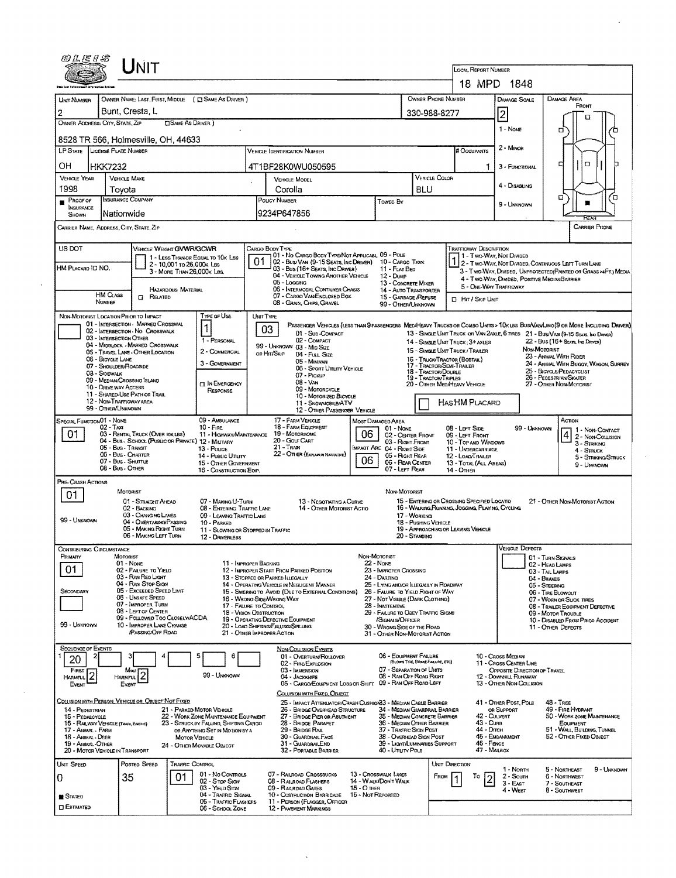# UNIT

**LOCAL REPORT NUMBER:** 18 MPD 1848

| UNIT NUMBER | OWNER NAME: LAST, FIRST, MIDDLE ( ☐ SAME AS DRIVER ) | OWNER PHONE NUMBER | DAMAGE SCALE |
|---|---|---|---|
| 2 | Bunt, Cresta, L | 330-988-8277 | 2 |

**OWNER ADDRESS: CITY, STATE, ZIP** ( ☐ SAME AS DRIVER ): 8528 TR 566, Holmesville, OH, 44633

| LP STATE | LICENSE PLATE NUMBER | VEHICLE IDENTIFICATION NUMBER | # OCCUPANTS |
|---|---|---|---|
| OH | HKK7232 | 4T1BF28K0WU050595 | 1 |

| VEHICLE YEAR | VEHICLE MAKE | VEHICLE MODEL | VEHICLE COLOR |
|---|---|---|---|
| 1998 | Toyota | Corolla | BLU |

| PROOF OF INSURANCE SHOWN | INSURANCE COMPANY | POLICY NUMBER | TOWED BY |
|---|---|---|---|
| ■ | Nationwide | 9234P647856 | |

DAMAGE SCALE: 1 - NONE; 2 - MINOR; 3 - FUNCTIONAL; 4 - DISABLING; 9 - UNKNOWN

DAMAGE AREA: FRONT / REAR

CARRIER NAME, ADDRESS, CITY, STATE, ZIP:

CARRIER PHONE:

US DOT:

HM PLACARD ID NO.:

HM CLASS NUMBER:

VEHICLE WEIGHT GVWR/GCWR: 1 - LESS THAN OR EQUAL TO 10K LBS; 2 - 10,001 TO 26,000K LBS; 3 - MORE THAN 26,000K LBS.

HAZARDOUS MATERIAL: ☐ RELATED

**CARGO BODY TYPE:** 01
01 - NO CARGO BODY TYPE/NOT APPLICABL; 02 - BUS/VAN (9-15 SEATS, INC DRIVER); 03 - BUS (16+ SEATS, INC DRIVER); 04 - VEHICLE TOWING ANOTHER VEHICLE; 05 - LOGGING; 06 - INTERMODAL CONTAINER CHASIS; 07 - CARGO VAN/ENCLOSED BOX; 08 - GRAIN, CHIPS, GRAVEL; 09 - POLE; 10 - CARGO TANK; 11 - FLAT BED; 12 - DUMP; 13 - CONCRETE MIXER; 14 - AUTO TRANSPORTER; 15 - GARBAGE /REFUSE; 99 - OTHER/UNKNOWN

**TRAFFICWAY DESCRIPTION:** 1
1 - TWO-WAY, NOT DIVIDED; 2 - TWO-WAY, NOT DIVIDED, CONTINUOUS LEFT TURN LANE; 3 - TWO-WAY, DIVIDED, UNPROTECTED(PAINTED OR GRASS >4FT.) MEDIA; 4 - TWO-WAY, DIVIDED, POSITIVE MEDIANBARRIER; 5 - ONE-WAY TRAFFICWAY
☐ HIT / SKIP UNIT

**NON-MOTORIST LOCATION PRIOR TO IMPACT:**
01 - INTERSECTION - MARKED CROSSWAL; 02 - INTERSECTION - NO CROSSWALK; 03 - INTERSECTION OTHER; 04 - MIDBLOCK - MARKED CROSSWALK; 05 - TRAVEL LANE - OTHER LOCATION; 06 - BICYCLE LANE; 07 - SHOULDER/ROADSIDE; 08 - SIDEWALK; 09 - MEDIAN/CROSSING ISLAND; 10 - DRIVE WAY ACCESS; 11 - SHARED-USE PATH OR TRAIL; 12 - NON-TRAFFICWAY AREA; 99 - OTHER/UNKNOWN

**TYPE OF USE:** 1
1 - PERSONAL; 2 - COMMERCIAL; 3 - GOVERNMENT; ☐ IN EMERGENCY RESPONSE

**UNIT TYPE:** 03
PASSENGER VEHICLES (LESS THAN 9 PASSENGERS MED/HEAVY TRUCKS OR COMBO UNITS > 10K LBS BUS/VAN/LIMO(9 OR MORE INCLUDING DRIVER)
01 - SUB-COMPACT; 02 - COMPACT; 99 - UNKNOWN 03 - MID SIZE; OR HIT/SKIP 04 - FULL SIZE; 05 - MINIVAN; 06 - SPORT UTILITY VEHICLE; 07 - PICKUP; 08 - VAN; 09 - MOTORCYCLE; 10 - MOTORIZED BICYCLE; 11 - SNOWMOBILE/ATV; 12 - OTHER PASSENGER VEHICLE; 13 - SINGLE UNIT TRUCK OR VAN 2AXLE, 6 TIRES; 14 - SINGLE UNIT TRUCK: 3+ AXLES; 15 - SINGLE UNIT TRUCK / TRAILER; 16 - TRUCK/TRACTOR (BOBTAIL); 17 - TRACTOR/SEMI-TRAILER; 18 - TRACTOR/DOUBLE; 19 - TRACTOR/TRIPLES; 20 - OTHER MED/HEAVY VEHICLE; 21 - BUS/VAN (9-15 SEATS, INC DRIVER); 22 - BUS (16+ SEATS, INC DRIVER)
NON-MOTORIST: 23 - ANIMAL WITH RIDER; 24 - ANIMAL WITH BUGGY, WAGON, SURREY; 25 - BICYCLE/PEDACYCLIST; 26 - PEDESTRIAN/SKATER; 27 - OTHER NON-MOTORIST
☐ HAS HM PLACARD

**SPECIAL FUNCTION:** 01
01 - NONE; 02 - TAXI; 03 - RENTAL TRUCK (OVER 10K LBS); 04 - BUS - SCHOOL (PUBLIC OR PRIVATE); 05 - BUS - TRANSIT; 06 - BUS - CHARTER; 07 - BUS - SHUTTLE; 08 - BUS - OTHER; 09 - AMBULANCE; 10 - FIRE; 11 - HIGHWAY/MAINTENANCE; 12 - MILITARY; 13 - POLICE; 14 - PUBLIC UTILITY; 15 - OTHER GOVERNMENT; 16 - CONSTRUCTION EQIP.; 17 - FARM VEHICLE; 18 - FARM EQUIPMENT; 19 - MOTORHOME; 20 - GOLF CART; 21 - TRAIN; 22 - OTHER (EXPLAIN IN NARRATIVE)

**MOST DAMAGED AREA:** 06
**IMPACT ARE:** 06
01 - NONE; 02 - CENTER FRONT; 03 - RIGHT FRONT; 04 - RIGHT SIDE; 05 - RIGHT REAR; 06 - REAR CENTER; 07 - LEFT REAR; 08 - LEFT SIDE; 09 - LEFT FRONT; 10 - TOP AND WINDOWS; 11 - UNDERCARRIAGE; 12 - LOAD/TRAILER; 13 - TOTAL (ALL AREAS); 14 - OTHER; 99 - UNKNOWN

**ACTION:** 4
1 - NON-CONTACT; 2 - NON-COLLISION; 3 - STRIKING; 4 - STRUCK; 5 - STRIKING/STRUCK; 9 - UNKNOWN

**PRE-CRASH ACTIONS:** 01
MOTORIST: 01 - STRAIGHT AHEAD; 02 - BACKING; 03 - CHANGING LANES; 04 - OVERTAKING/PASSING; 05 - MAKING RIGHT TURN; 06 - MAKING LEFT TURN; 07 - MAKING U-TURN; 08 - ENTERING TRAFFIC LANE; 09 - LEAVING TRAFFIC LANE; 10 - PARKED; 11 - SLOWING OR STOPPED IN TRAFFIC; 12 - DRIVERLESS; 13 - NEGOTIATING A CURVE; 14 - OTHER MOTORIST ACTIO; 99 - UNKNOWN
NON-MOTORIST: 15 - ENTERING OR CROSSING SPECIFIED LOCATIO; 16 - WALKING,RUNNING, JOGGING, PLAYING, CYCLING; 17 - WORKING; 18 - PUSHING VEHICLE; 19 - APPROACHING OR LEAVING VEHICLE; 20 - STANDING; 21 - OTHER NON-MOTORIST ACTION

**CONTRIBUTING CIRCUMSTANCE**
PRIMARY: 01
SECONDARY:
MOTORIST: 01 - NONE; 02 - FAILURE TO YIELD; 03 - RAN RED LIGHT; 04 - RAN STOP SIGN; 05 - EXCEEDED SPEED LIMIT; 06 - UNSAFE SPEED; 07 - IMPROPER TURN; 08 - LEFT OF CENTER; 09 - FOLLOWED TOO CLOSELY/ACDA; 10 - IMPROPER LANE CHANGE /PASSING/OFF ROAD; 11 - IMPROPER BACKING; 12 - IMPROPER START FROM PARKED POSITION; 13 - STOPPED OR PARKED ILLEGALLY; 14 - OPERATING VEHICLE IN NEGLIGENT MANNER; 15 - SWERING TO AVOID (DUE TO EXTERNAL CONDITIONS); 16 - WRONG SIDE/WRONG WAY; 17 - FAILURE TO CONTROL; 18 - VISION OBSTRUCTION; 19 - OPERATING DEFECTIVE EQUIPMENT; 20 - LOAD SHIFTING/FALLING/SPILLING; 21 - OTHER IMPROPER ACTION; 99 - UNKNOWN
NON-MOTORIST: 22 - NONE; 23 - IMPROPER CROSSING; 24 - DARTING; 25 - LYING AND/OR ILLEGALLY IN ROADWAY; 26 - FAILURE TO YIELD RIGHT OF WAY; 27 - NOT VISIBLE (DARK CLOTHING); 28 - INATTENTIVE; 29 - FAILURE TO OBEY TRAFFIC SIGNS /SIGNALS/OFFICER; 30 - WRONG SIDE OF THE ROAD; 31 - OTHER NON-MOTORIST ACTION

**VEHICLE DEFECTS:**
01 - TURN SIGNALS; 02 - HEAD LAMPS; 03 - TAIL LAMPS; 04 - BRAKES; 05 - STEERING; 06 - TIRE BLOWOUT; 07 - WORN OR SLICK TIRES; 08 - TRAILER EQUIPMENT DEFECTIVE; 09 - MOTOR TROUBLE; 10 - DISABLED FROM PRIOR ACCIDENT; 11 - OTHER DEFECTS

**SEQUENCE OF EVENTS**

| 1 | 2 | 3 | 4 | 5 | 6 |
|---|---|---|---|---|---|
| 20 | | | | | |

FIRST HARMFUL EVENT: 2
MOST HARMFUL EVENT: 2
99 - UNKNOWN

NON-COLLISION EVENTS: 01 - OVERTURN/ROLLOVER; 02 - FIRE/EXPLOSION; 03 - IMMERSION; 04 - JACKKNIFE; 05 - CARGO/EQUIPMENT LOSS OR SHIFT; 06 - EQUIPMENT FAILURE (BLOWN TIRE, BRAKE FAILURE, ETC); 07 - SEPARATION OF UNITS; 08 - RAN OFF ROAD RIGHT; 09 - RAN OFF ROAD LEFT; 10 - CROSS MEDIAN; 11 - CROSS CENTER LINE OPPOSITE DIRECTION OF TRAVEL; 12 - DOWNHILL RUNAWAY; 13 - OTHER NON-COLLISION

COLLISION WITH PERSON, VEHICLE OR OBJECT NOT FIXED: 14 - PEDESTRIAN; 15 - PEDALCYCLE; 16 - RAILWAY VEHICLE (TRAIN, ENGINE); 17 - ANIMAL - FARM; 18 - ANIMAL - DEER; 19 - ANIMAL - OTHER; 20 - MOTOR VEHICLE IN TRANSPORT; 21 - PARKED MOTOR VEHICLE; 22 - WORK ZONE MAINTENANCE EQUIPMENT; 23 - STRUCK BY FALLING, SHIFTING CARGO OR ANYTHING SET IN MOTION BY A MOTOR VEHICLE; 24 - OTHER MOVABLE OBJECT

COLLISION WITH FIXED, OBJECT: 25 - IMPACT ATTENUATOR/CRASH CUSHION; 26 - BRIDGE OVERHEAD STRUCTURE; 27 - BRIDGE PIER OR ABUTMENT; 28 - BRIDGE PARAPET; 29 - BRIDGE RAIL; 30 - GUARDRAIL FACE; 31 - GUARDRAILEND; 32 - PORTABLE BARRIER; 33 - MEDIAN CABLE BARRIER; 34 - MEDIAN GUARDRAIL BARRIER; 35 - MEDIAN CONCRETE BARRIER; 36 - MEDIAN OTHER BARRIER; 37 - TRAFFIC SIGN POST; 38 - OVERHEAD SIGN POST; 39 - LIGHT/LUMINARIES SUPPORT; 40 - UTILITY POLE; 41 - OTHER POST, POLE OR SUPPORT; 42 - CULVERT; 43 - CURB; 44 - DITCH; 45 - EMBANKMENT; 46 - FENCE; 47 - MAILBOX; 48 - TREE; 49 - FIRE HYDRANT; 50 - WORK ZONE MAINTENANCE EQUIPMENT; 51 - WALL, BUILDING, TUNNEL; 52 - OTHER FIXED OBJECT

| UNIT SPEED | POSTED SPEED | TRAFFIC CONTROL | UNIT DIRECTION |
|---|---|---|---|
| 0 | 35 | 01 | FROM 1 TO 2 |

■ STATED
☐ ESTIMATED

TRAFFIC CONTROL: 01 - NO CONTROLS; 02 - STOP SIGN; 03 - YIELD SIGN; 04 - TRAFFIC SIGNAL; 05 - TRAFFIC FLASHERS; 06 - SCHOOL ZONE; 07 - RAILROAD CROSSBUCKS; 08 - RAILROAD FLASHERS; 09 - RAILROAD GATES; 10 - COSTRUCTION BARRICADE; 11 - PERSON (FLAGGER, OFFICER; 12 - PAVEMENT MARKINGS; 13 - CROSSWALK LINES; 14 - WALK/DON'T WALK; 15 - OTHER; 16 - NOT REPORTED

UNIT DIRECTION: 1 - NORTH; 2 - SOUTH; 3 - EAST; 4 - WEST; 5 - NORTHEAST; 6 - NORTHWEST; 7 - SOUTHEAST; 8 - SOUTHWEST; 9 - UNKNOWN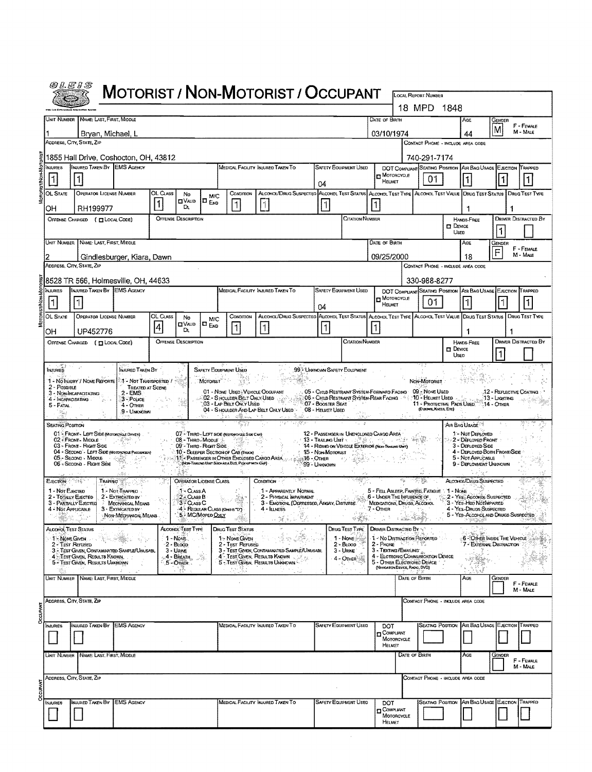# MOTORIST / NON-MOTORIST / OCCUPANT

OLEIS

LOCAL REPORT NUMBER: 18 MPD 1848

## MOTORIST/NON-MOTORIST

| UNIT NUMBER | NAME: LAST, FIRST, MIDDLE | DATE OF BIRTH | AGE | GENDER |
|---|---|---|---|---|
| 1 | Bryan, Michael, L | 03/10/1974 | 44 | M |

| ADDRESS, CITY, STATE, ZIP | CONTACT PHONE - INCLUDE AREA CODE |
|---|---|
| 1855 Hall Drive, Coshocton, OH, 43812 | 740-291-7174 |

| INJURIES | INJURED TAKEN BY | EMS AGENCY | MEDICAL FACILITY INJURED TAKEN TO | SAFETY EQUIPMENT USED | DOT COMPLIANT MOTORCYCLE HELMET | SEATING POSITION | AIR BAG USAGE | EJECTION | TRAPPED |
|---|---|---|---|---|---|---|---|---|---|
| 1 | 1 | | | 04 | | 01 | 1 | 1 | 1 |

| OL STATE | OPERATOR LICENSE NUMBER | OL CLASS | NO VALID DL | M/C END | CONDITION | ALCOHOL/DRUG SUSPECTED | ALCOHOL TEST STATUS | ALCOHOL TEST TYPE | ALCOHOL TEST VALUE | DRUG TEST STATUS | DRUG TEST TYPE |
|---|---|---|---|---|---|---|---|---|---|---|---|
| OH | RH199977 | 1 | | | 1 | 1 | 1 | 1 | | 1 | 1 |

| OFFENSE CHARGED (LOCAL CODE) | OFFENSE DESCRIPTION | CITATION NUMBER | HANDS-FREE DEVICE USED | DRIVER DISTRACTED BY |
|---|---|---|---|---|
| | | | | 1 |

| UNIT NUMBER | NAME: LAST, FIRST, MIDDLE | DATE OF BIRTH | AGE | GENDER |
|---|---|---|---|---|
| 2 | Gindlesburger, Kiara, Dawn | 09/25/2000 | 18 | F |

| ADDRESS, CITY, STATE, ZIP | CONTACT PHONE - INCLUDE AREA CODE |
|---|---|
| 8528 TR 566, Holmesville, OH, 44633 | 330-988-8277 |

| INJURIES | INJURED TAKEN BY | EMS AGENCY | MEDICAL FACILITY INJURED TAKEN TO | SAFETY EQUIPMENT USED | DOT COMPLIANT MOTORCYCLE HELMET | SEATING POSITION | AIR BAG USAGE | EJECTION | TRAPPED |
|---|---|---|---|---|---|---|---|---|---|
| 1 | 1 | | | 04 | | 01 | 1 | 1 | 1 |

| OL STATE | OPERATOR LICENSE NUMBER | OL CLASS | NO VALID DL | M/C END | CONDITION | ALCOHOL/DRUG SUSPECTED | ALCOHOL TEST STATUS | ALCOHOL TEST TYPE | ALCOHOL TEST VALUE | DRUG TEST STATUS | DRUG TEST TYPE |
|---|---|---|---|---|---|---|---|---|---|---|---|
| OH | UP452776 | 4 | | | 1 | 1 | 1 | 1 | | 1 | 1 |

| OFFENSE CHARGED (LOCAL CODE) | OFFENSE DESCRIPTION | CITATION NUMBER | HANDS-FREE DEVICE USED | DRIVER DISTRACTED BY |
|---|---|---|---|---|
| | | | | 1 |

## CODES

**INJURIES**
1 - No Injury / None Reported
2 - Possible
3 - Non-Incapacitating
4 - Incapacitating
5 - Fatal

**INJURED TAKEN BY**
1 - Not Transported / Treated at Scene
2 - EMS
3 - Police
4 - Other
9 - Unknown

**SAFETY EQUIPMENT USED**
MOTORIST
01 - None Used - Vehicle Occupant
02 - Shoulder Belt Only Used
03 - Lap Belt Only Used
04 - Shoulder and Lap Belt Only Used
05 - Child Restraint System-Forward Facing
06 - Child Restraint System-Rear Facing
07 - Booster Seat
08 - Helmet Used
99 - Unknown Safety Equipment

NON-MOTORIST
09 - None Used
10 - Helmet Used
11 - Protective Pads Used (Elbows, Knees, Etc)
12 - Reflective Coating
13 - Lighting
14 - Other

**SEATING POSITION**
01 - Front - Left Side (Motorcycle Driver)
02 - Front - Middle
03 - Front - Right Side
04 - Second - Left Side (Motorcycle Passenger)
05 - Second - Middle
06 - Second - Right Side
07 - Third - Left Side (Motorcycle Side Car)
08 - Third - Middle
09 - Third - Right Side
10 - Sleeper Section of Cab (Truck)
11 - Passenger in Other Enclosed Cargo Area (Non-Trailing Unit Such as a Bus, Pickup with Cap)
12 - Passenger in Unenclosed Cargo Area
13 - Trailing Unit
14 - Riding on Vehicle Exterior (Non-Trailing Unit)
15 - Non-Motorist
16 - Other
99 - Unknown

**AIR BAG USAGE**
1 - Not Deployed
2 - Deployed Front
3 - Deployed Side
4 - Deployed Both Front/Side
5 - Not Applicable
9 - Deployment Unknown

**EJECTION**
1 - Not Ejected
2 - Totally Ejected
3 - Partially Ejected
4 - Not Applicable

**TRAPPED**
1 - Not Trapped
2 - Extricated by Mechanical Means
3 - Extricated by Non-Mechanical Means

**OPERATOR LICENSE CLASS**
1 - Class A
2 - Class B
3 - Class C
4 - Regular Class (Ohio is "D")
5 - MC/Moped Only

**CONDITION**
1 - Apparently Normal
2 - Physical Impairment
3 - Emotional (Depressed, Angry, Disturbed)
4 - Illness
5 - Fell Asleep, Fainted, Fatigue
6 - Under the Influence of Medications, Drugs, Alcohol
7 - Other

**ALCOHOL/DRUG SUSPECTED**
1 - None
2 - Yes - Alcohol Suspected
3 - Yes - HBD Not Impaired
4 - Yes - Drugs Suspected
5 - Yes - Alcohol and Drugs Suspected

**ALCOHOL TEST STATUS**
1 - None Given
2 - Test Refused
3 - Test Given, Contaminated Sample/Unusable
4 - Test Given, Results Known
5 - Test Given, Results Unknown

**ALCOHOL TEST TYPE**
1 - None
2 - Blood
3 - Urine
4 - Breath
5 - Other

**DRUG TEST STATUS**
1 - None Given
2 - Test Refused
3 - Test Given, Contaminated Sample/Unusable
4 - Test Given, Results Known
5 - Test Given, Results Unknown

**DRUG TEST TYPE**
1 - None
2 - Blood
3 - Urine
4 - Other

**DRIVER DISTRACTED BY**
1 - No Distraction Reported
2 - Phone
3 - Texting/Emailing
4 - Electronic Communication Device
5 - Other Electronic Device (Navigation Device, Radio, DVD)
6 - Other Inside the Vehicle
7 - External Distraction

## OCCUPANT

| UNIT NUMBER | NAME: LAST, FIRST, MIDDLE | DATE OF BIRTH | AGE | GENDER |
|---|---|---|---|---|
| | | | | |

| ADDRESS, CITY, STATE, ZIP | CONTACT PHONE - INCLUDE AREA CODE |
|---|---|
| | |

| INJURIES | INJURED TAKEN BY | EMS AGENCY | MEDICAL FACILITY INJURED TAKEN TO | SAFETY EQUIPMENT USED | DOT COMPLIANT MOTORCYCLE HELMET | SEATING POSITION | AIR BAG USAGE | EJECTION | TRAPPED |
|---|---|---|---|---|---|---|---|---|---|
| | | | | | | | | | |

## OCCUPANT

| UNIT NUMBER | NAME: LAST, FIRST, MIDDLE | DATE OF BIRTH | AGE | GENDER |
|---|---|---|---|---|
| | | | | |

| ADDRESS, CITY, STATE, ZIP | CONTACT PHONE - INCLUDE AREA CODE |
|---|---|
| | |

| INJURIES | INJURED TAKEN BY | EMS AGENCY | MEDICAL FACILITY INJURED TAKEN TO | SAFETY EQUIPMENT USED | DOT COMPLIANT MOTORCYCLE HELMET | SEATING POSITION | AIR BAG USAGE | EJECTION | TRAPPED |
|---|---|---|---|---|---|---|---|---|---|
| | | | | | | | | | |